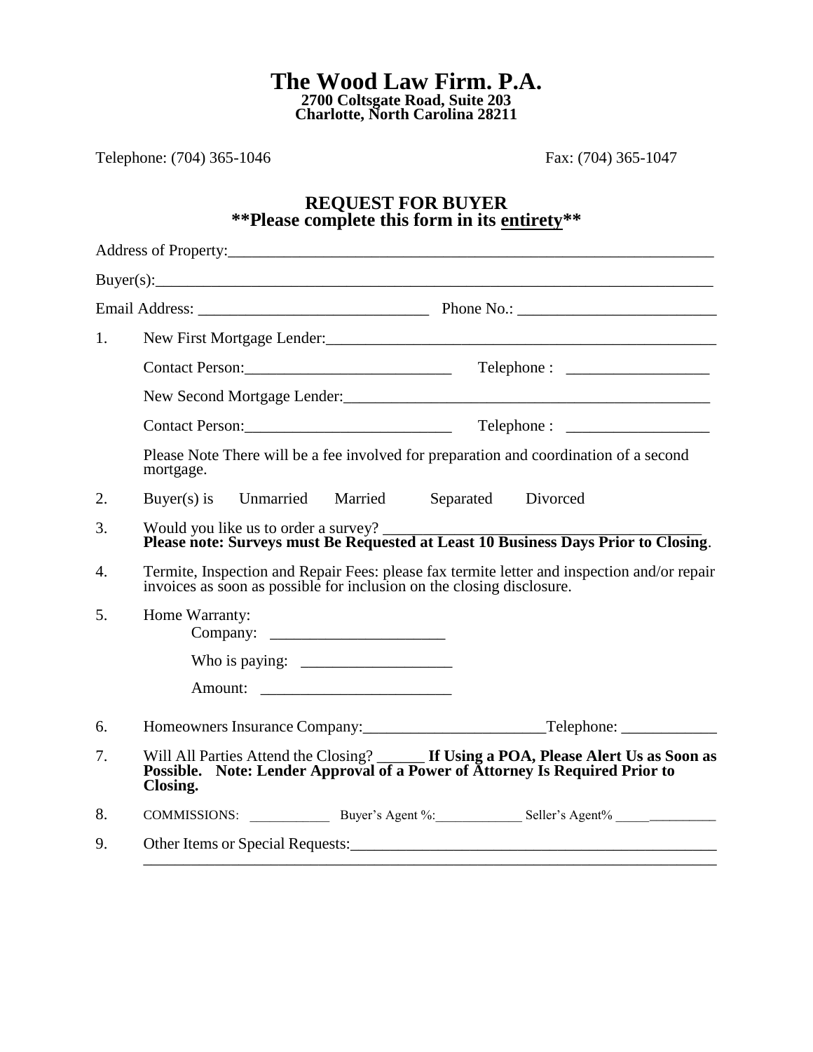# The Wood Law Firm. P.A.

**2700 Coltsgate Road, Suite 203**
**Charlotte, North Carolina 28211**

Telephone: (704) 365-1046 Fax: (704) 365-1047

## REQUEST FOR BUYER
## **Please complete this form in its <u>entirety</u>**

Address of Property:_______________________________________________________________

Buyer(s):_______________________________________________________________________

Email Address: _____________________________ Phone No.: _________________________

1. New First Mortgage Lender:___________________________________________________

   Contact Person:__________________________ Telephone : __________________

   New Second Mortgage Lender:_______________________________________________

   Contact Person:__________________________ Telephone : __________________

   Please Note There will be a fee involved for preparation and coordination of a second mortgage.

2. Buyer(s) is Unmarried Married Separated Divorced

3. Would you like us to order a survey? ________________________________________
   **Please note: Surveys must Be Requested at Least 10 Business Days Prior to Closing**.

4. Termite, Inspection and Repair Fees: please fax termite letter and inspection and/or repair invoices as soon as possible for inclusion on the closing disclosure.

5. Home Warranty:
   Company: ______________________

   Who is paying: ___________________

   Amount: ________________________

6. Homeowners Insurance Company:_______________________Telephone: ____________

7. Will All Parties Attend the Closing? ______ **If Using a POA, Please Alert Us as Soon as Possible. Note: Lender Approval of a Power of Attorney Is Required Prior to Closing.**

8. COMMISSIONS: ____________ Buyer's Agent %:_____________ Seller's Agent% ________________

9. Other Items or Special Requests:_______________________________________________
   _________________________________________________________________________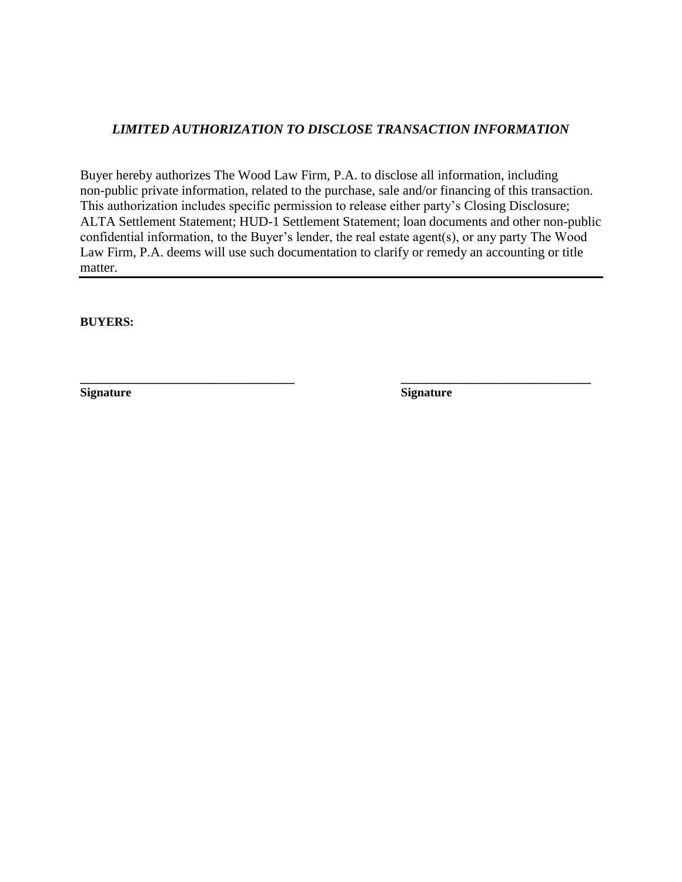## *LIMITED AUTHORIZATION TO DISCLOSE TRANSACTION INFORMATION*

Buyer hereby authorizes The Wood Law Firm, P.A. to disclose all information, including non-public private information, related to the purchase, sale and/or financing of this transaction. This authorization includes specific permission to release either party's Closing Disclosure; ALTA Settlement Statement; HUD-1 Settlement Statement; loan documents and other non-public confidential information, to the Buyer's lender, the real estate agent(s), or any party The Wood Law Firm, P.A. deems will use such documentation to clarify or remedy an accounting or title matter.

---

**BUYERS:**

| | |
|---|---|
| ___________________________________ | ______________________________ |
| **Signature** | **Signature** |